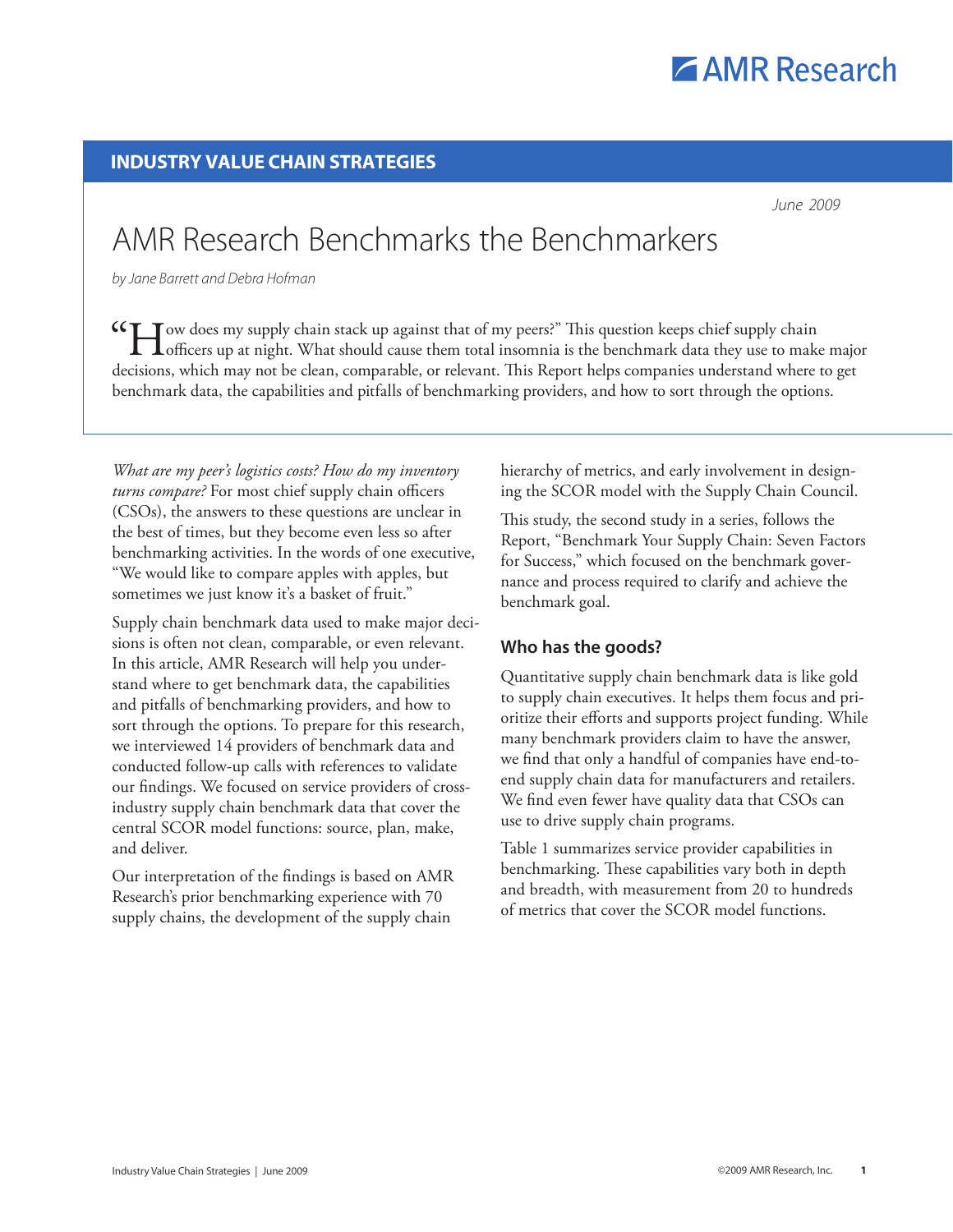**INDUSTRY VALUE CHAIN STRATEGIES**

*June 2009*

# AMR Research Benchmarks the Benchmarkers

*by Jane Barrett and Debra Hofman*

"How does my supply chain stack up against that of my peers?" This question keeps chief supply chain officers up at night. What should cause them total insomnia is the benchmark data they use to make major decisions, which may not be clean, comparable, or relevant. This Report helps companies understand where to get benchmark data, the capabilities and pitfalls of benchmarking providers, and how to sort through the options.

*What are my peer's logistics costs? How do my inventory turns compare?* For most chief supply chain officers (CSOs), the answers to these questions are unclear in the best of times, but they become even less so after benchmarking activities. In the words of one executive, "We would like to compare apples with apples, but sometimes we just know it's a basket of fruit."

Supply chain benchmark data used to make major decisions is often not clean, comparable, or even relevant. In this article, AMR Research will help you understand where to get benchmark data, the capabilities and pitfalls of benchmarking providers, and how to sort through the options. To prepare for this research, we interviewed 14 providers of benchmark data and conducted follow-up calls with references to validate our findings. We focused on service providers of cross-industry supply chain benchmark data that cover the central SCOR model functions: source, plan, make, and deliver.

Our interpretation of the findings is based on AMR Research's prior benchmarking experience with 70 supply chains, the development of the supply chain hierarchy of metrics, and early involvement in designing the SCOR model with the Supply Chain Council.

This study, the second study in a series, follows the Report, "Benchmark Your Supply Chain: Seven Factors for Success," which focused on the benchmark governance and process required to clarify and achieve the benchmark goal.

## Who has the goods?

Quantitative supply chain benchmark data is like gold to supply chain executives. It helps them focus and prioritize their efforts and supports project funding. While many benchmark providers claim to have the answer, we find that only a handful of companies have end-to-end supply chain data for manufacturers and retailers. We find even fewer have quality data that CSOs can use to drive supply chain programs.

Table 1 summarizes service provider capabilities in benchmarking. These capabilities vary both in depth and breadth, with measurement from 20 to hundreds of metrics that cover the SCOR model functions.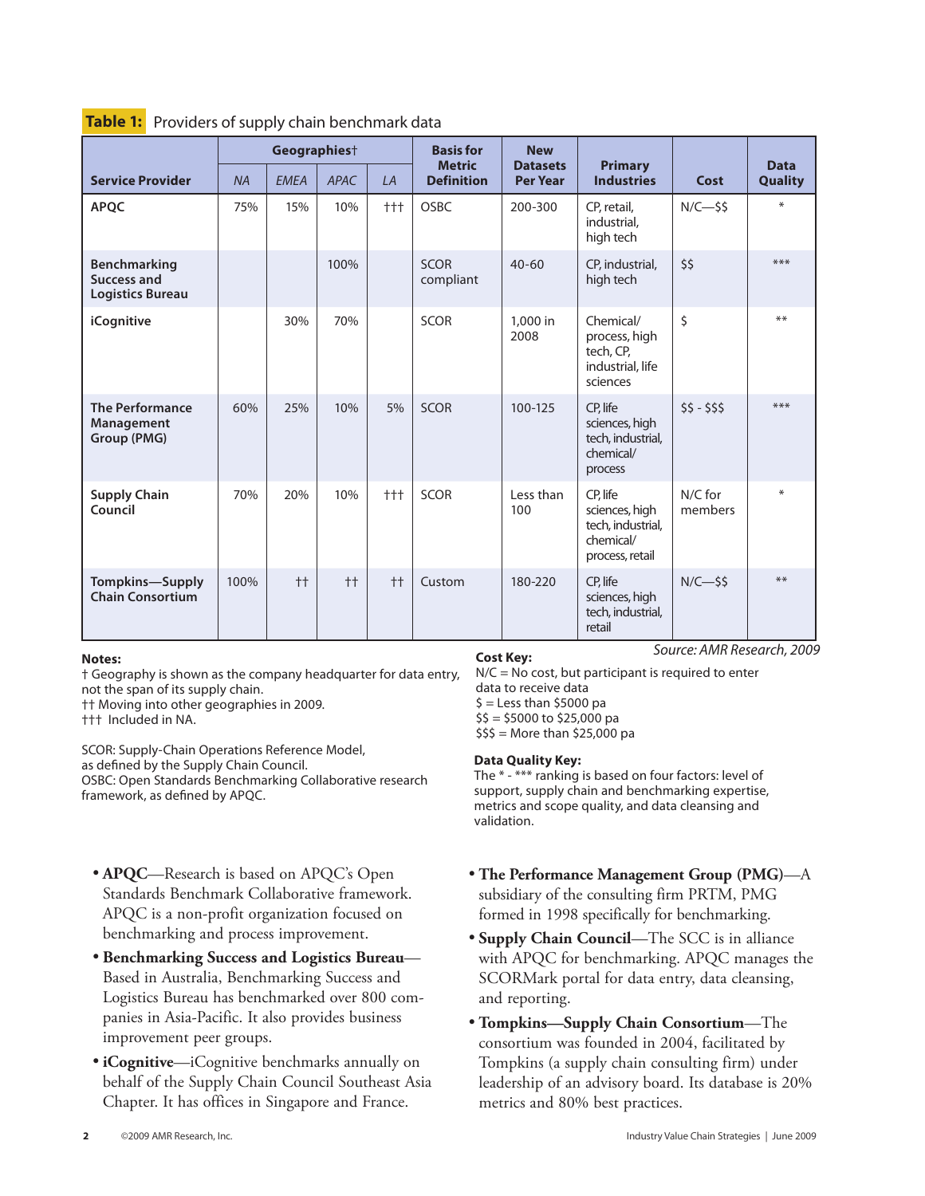**Table 1:** Providers of supply chain benchmark data

| Service Provider | Geographies† | | | | Basis for Metric Definition | New Datasets Per Year | Primary Industries | Cost | Data Quality |
|---|---|---|---|---|---|---|---|---|---|
| | *NA* | *EMEA* | *APAC* | *LA* | | | | | |
| **APQC** | 75% | 15% | 10% | ††† | OSBC | 200-300 | CP, retail, industrial, high tech | N/C—$$ | * |
| **Benchmarking Success and Logistics Bureau** | | | 100% | | SCOR compliant | 40-60 | CP, industrial, high tech | $$ | *** |
| **iCognitive** | | 30% | 70% | | SCOR | 1,000 in 2008 | Chemical/ process, high tech, CP, industrial, life sciences | $ | ** |
| **The Performance Management Group (PMG)** | 60% | 25% | 10% | 5% | SCOR | 100-125 | CP, life sciences, high tech, industrial, chemical/ process | $$ - $$$ | *** |
| **Supply Chain Council** | 70% | 20% | 10% | ††† | SCOR | Less than 100 | CP, life sciences, high tech, industrial, chemical/ process, retail | N/C for members | * |
| **Tompkins—Supply Chain Consortium** | 100% | †† | †† | †† | Custom | 180-220 | CP, life sciences, high tech, industrial, retail | N/C—$$ | ** |

*Source: AMR Research, 2009*

**Notes:**
† Geography is shown as the company headquarter for data entry, not the span of its supply chain.
†† Moving into other geographies in 2009.
††† Included in NA.

SCOR: Supply-Chain Operations Reference Model, as defined by the Supply Chain Council.
OSBC: Open Standards Benchmarking Collaborative research framework, as defined by APQC.

**Cost Key:**
N/C = No cost, but participant is required to enter data to receive data
$ = Less than $5000 pa
$$ = $5000 to $25,000 pa
$$$ = More than $25,000 pa

**Data Quality Key:**
The * - *** ranking is based on four factors: level of support, supply chain and benchmarking expertise, metrics and scope quality, and data cleansing and validation.

- **APQC**—Research is based on APQC's Open Standards Benchmark Collaborative framework. APQC is a non-profit organization focused on benchmarking and process improvement.
- **Benchmarking Success and Logistics Bureau**—Based in Australia, Benchmarking Success and Logistics Bureau has benchmarked over 800 companies in Asia-Pacific. It also provides business improvement peer groups.
- **iCognitive**—iCognitive benchmarks annually on behalf of the Supply Chain Council Southeast Asia Chapter. It has offices in Singapore and France.
- **The Performance Management Group (PMG)**—A subsidiary of the consulting firm PRTM, PMG formed in 1998 specifically for benchmarking.
- **Supply Chain Council**—The SCC is in alliance with APQC for benchmarking. APQC manages the SCORMark portal for data entry, data cleansing, and reporting.
- **Tompkins—Supply Chain Consortium**—The consortium was founded in 2004, facilitated by Tompkins (a supply chain consulting firm) under leadership of an advisory board. Its database is 20% metrics and 80% best practices.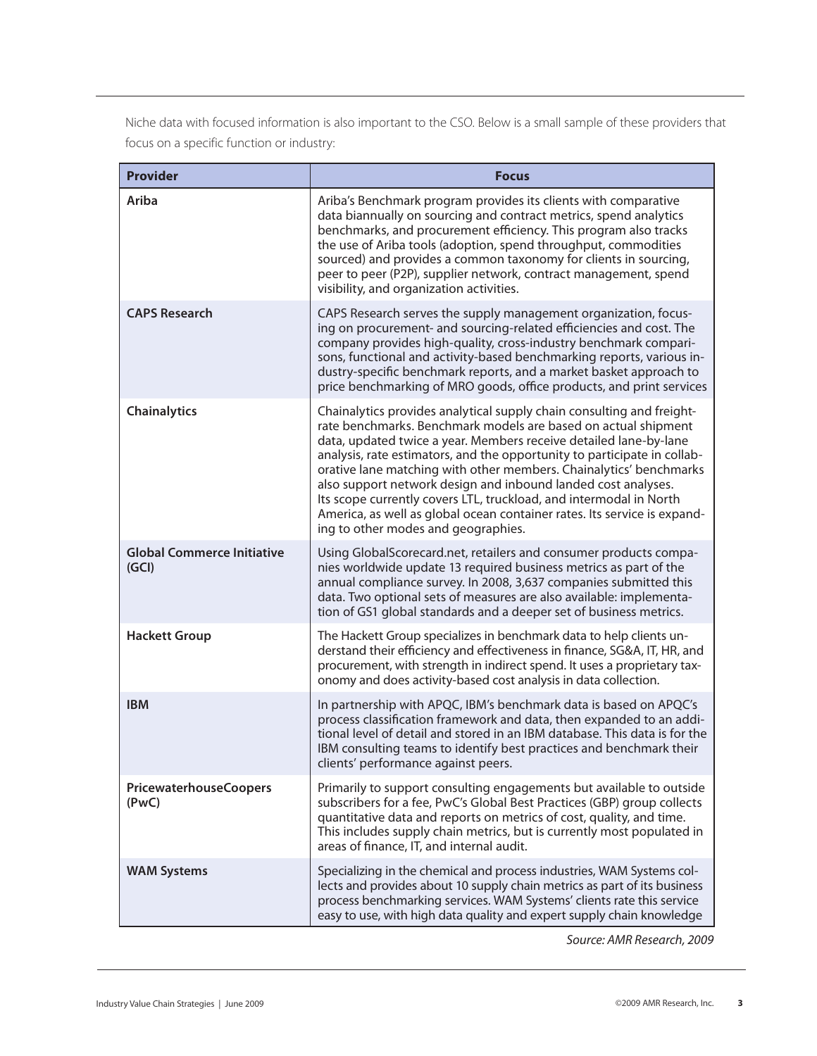Niche data with focused information is also important to the CSO. Below is a small sample of these providers that focus on a specific function or industry:

| Provider | Focus |
|---|---|
| **Ariba** | Ariba's Benchmark program provides its clients with comparative data biannually on sourcing and contract metrics, spend analytics benchmarks, and procurement efficiency. This program also tracks the use of Ariba tools (adoption, spend throughput, commodities sourced) and provides a common taxonomy for clients in sourcing, peer to peer (P2P), supplier network, contract management, spend visibility, and organization activities. |
| **CAPS Research** | CAPS Research serves the supply management organization, focusing on procurement- and sourcing-related efficiencies and cost. The company provides high-quality, cross-industry benchmark comparisons, functional and activity-based benchmarking reports, various industry-specific benchmark reports, and a market basket approach to price benchmarking of MRO goods, office products, and print services |
| **Chainalytics** | Chainalytics provides analytical supply chain consulting and freight-rate benchmarks. Benchmark models are based on actual shipment data, updated twice a year. Members receive detailed lane-by-lane analysis, rate estimators, and the opportunity to participate in collaborative lane matching with other members. Chainalytics' benchmarks also support network design and inbound landed cost analyses. Its scope currently covers LTL, truckload, and intermodal in North America, as well as global ocean container rates. Its service is expanding to other modes and geographies. |
| **Global Commerce Initiative (GCI)** | Using GlobalScorecard.net, retailers and consumer products companies worldwide update 13 required business metrics as part of the annual compliance survey. In 2008, 3,637 companies submitted this data. Two optional sets of measures are also available: implementation of GS1 global standards and a deeper set of business metrics. |
| **Hackett Group** | The Hackett Group specializes in benchmark data to help clients understand their efficiency and effectiveness in finance, SG&A, IT, HR, and procurement, with strength in indirect spend. It uses a proprietary taxonomy and does activity-based cost analysis in data collection. |
| **IBM** | In partnership with APQC, IBM's benchmark data is based on APQC's process classification framework and data, then expanded to an additional level of detail and stored in an IBM database. This data is for the IBM consulting teams to identify best practices and benchmark their clients' performance against peers. |
| **PricewaterhouseCoopers (PwC)** | Primarily to support consulting engagements but available to outside subscribers for a fee, PwC's Global Best Practices (GBP) group collects quantitative data and reports on metrics of cost, quality, and time. This includes supply chain metrics, but is currently most populated in areas of finance, IT, and internal audit. |
| **WAM Systems** | Specializing in the chemical and process industries, WAM Systems collects and provides about 10 supply chain metrics as part of its business process benchmarking services. WAM Systems' clients rate this service easy to use, with high data quality and expert supply chain knowledge |

*Source: AMR Research, 2009*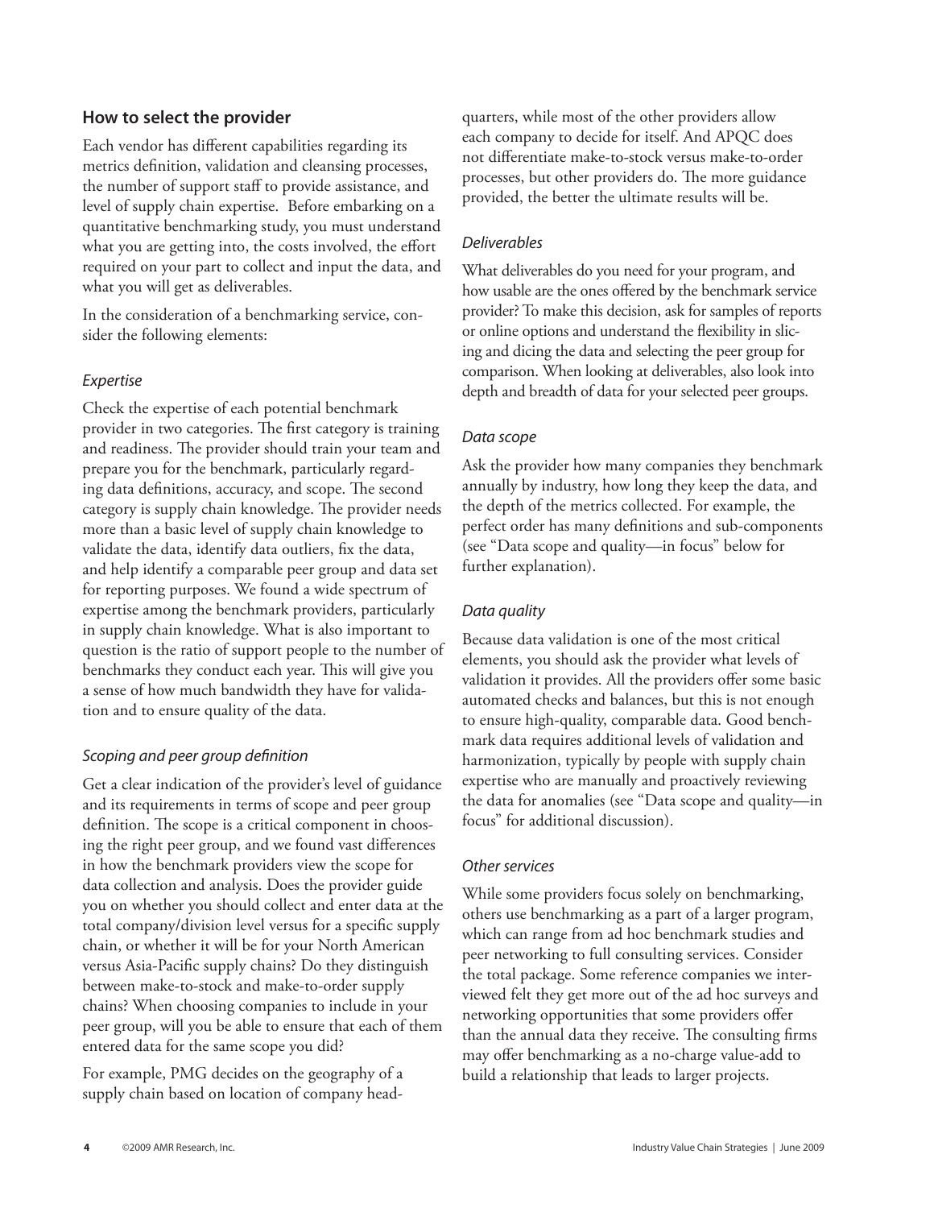## How to select the provider

Each vendor has different capabilities regarding its metrics definition, validation and cleansing processes, the number of support staff to provide assistance, and level of supply chain expertise. Before embarking on a quantitative benchmarking study, you must understand what you are getting into, the costs involved, the effort required on your part to collect and input the data, and what you will get as deliverables.

In the consideration of a benchmarking service, consider the following elements:

### *Expertise*

Check the expertise of each potential benchmark provider in two categories. The first category is training and readiness. The provider should train your team and prepare you for the benchmark, particularly regarding data definitions, accuracy, and scope. The second category is supply chain knowledge. The provider needs more than a basic level of supply chain knowledge to validate the data, identify data outliers, fix the data, and help identify a comparable peer group and data set for reporting purposes. We found a wide spectrum of expertise among the benchmark providers, particularly in supply chain knowledge. What is also important to question is the ratio of support people to the number of benchmarks they conduct each year. This will give you a sense of how much bandwidth they have for validation and to ensure quality of the data.

### *Scoping and peer group definition*

Get a clear indication of the provider's level of guidance and its requirements in terms of scope and peer group definition. The scope is a critical component in choosing the right peer group, and we found vast differences in how the benchmark providers view the scope for data collection and analysis. Does the provider guide you on whether you should collect and enter data at the total company/division level versus for a specific supply chain, or whether it will be for your North American versus Asia-Pacific supply chains? Do they distinguish between make-to-stock and make-to-order supply chains? When choosing companies to include in your peer group, will you be able to ensure that each of them entered data for the same scope you did?

For example, PMG decides on the geography of a supply chain based on location of company headquarters, while most of the other providers allow each company to decide for itself. And APQC does not differentiate make-to-stock versus make-to-order processes, but other providers do. The more guidance provided, the better the ultimate results will be.

### *Deliverables*

What deliverables do you need for your program, and how usable are the ones offered by the benchmark service provider? To make this decision, ask for samples of reports or online options and understand the flexibility in slicing and dicing the data and selecting the peer group for comparison. When looking at deliverables, also look into depth and breadth of data for your selected peer groups.

### *Data scope*

Ask the provider how many companies they benchmark annually by industry, how long they keep the data, and the depth of the metrics collected. For example, the perfect order has many definitions and sub-components (see "Data scope and quality—in focus" below for further explanation).

### *Data quality*

Because data validation is one of the most critical elements, you should ask the provider what levels of validation it provides. All the providers offer some basic automated checks and balances, but this is not enough to ensure high-quality, comparable data. Good benchmark data requires additional levels of validation and harmonization, typically by people with supply chain expertise who are manually and proactively reviewing the data for anomalies (see "Data scope and quality—in focus" for additional discussion).

### *Other services*

While some providers focus solely on benchmarking, others use benchmarking as a part of a larger program, which can range from ad hoc benchmark studies and peer networking to full consulting services. Consider the total package. Some reference companies we interviewed felt they get more out of the ad hoc surveys and networking opportunities that some providers offer than the annual data they receive. The consulting firms may offer benchmarking as a no-charge value-add to build a relationship that leads to larger projects.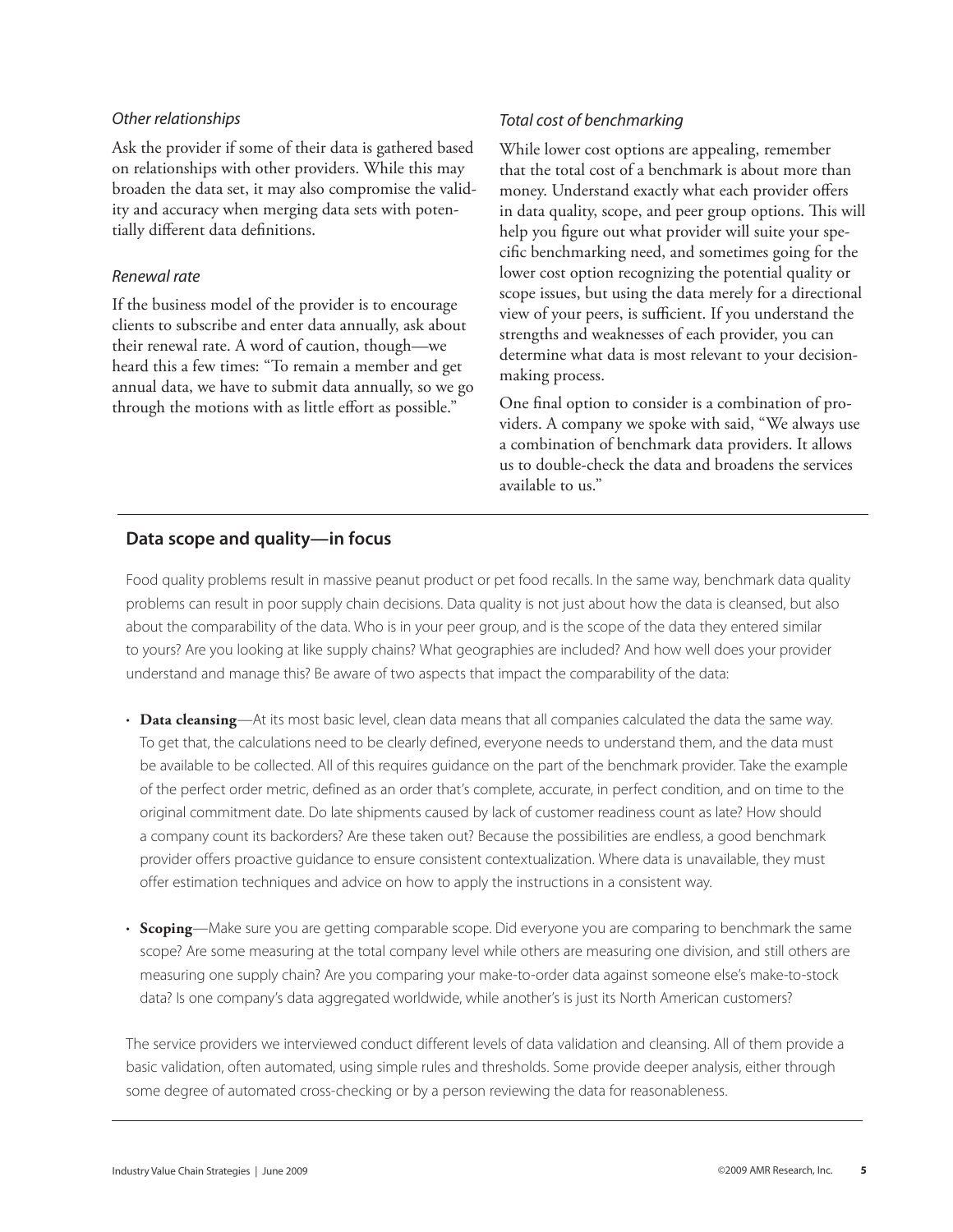*Other relationships*

Ask the provider if some of their data is gathered based on relationships with other providers. While this may broaden the data set, it may also compromise the validity and accuracy when merging data sets with potentially different data definitions.

*Renewal rate*

If the business model of the provider is to encourage clients to subscribe and enter data annually, ask about their renewal rate. A word of caution, though—we heard this a few times: "To remain a member and get annual data, we have to submit data annually, so we go through the motions with as little effort as possible."

*Total cost of benchmarking*

While lower cost options are appealing, remember that the total cost of a benchmark is about more than money. Understand exactly what each provider offers in data quality, scope, and peer group options. This will help you figure out what provider will suite your specific benchmarking need, and sometimes going for the lower cost option recognizing the potential quality or scope issues, but using the data merely for a directional view of your peers, is sufficient. If you understand the strengths and weaknesses of each provider, you can determine what data is most relevant to your decision-making process.

One final option to consider is a combination of providers. A company we spoke with said, "We always use a combination of benchmark data providers. It allows us to double-check the data and broadens the services available to us."

## Data scope and quality—in focus

Food quality problems result in massive peanut product or pet food recalls. In the same way, benchmark data quality problems can result in poor supply chain decisions. Data quality is not just about how the data is cleansed, but also about the comparability of the data. Who is in your peer group, and is the scope of the data they entered similar to yours? Are you looking at like supply chains? What geographies are included? And how well does your provider understand and manage this? Be aware of two aspects that impact the comparability of the data:

- **Data cleansing**—At its most basic level, clean data means that all companies calculated the data the same way. To get that, the calculations need to be clearly defined, everyone needs to understand them, and the data must be available to be collected. All of this requires guidance on the part of the benchmark provider. Take the example of the perfect order metric, defined as an order that's complete, accurate, in perfect condition, and on time to the original commitment date. Do late shipments caused by lack of customer readiness count as late? How should a company count its backorders? Are these taken out? Because the possibilities are endless, a good benchmark provider offers proactive guidance to ensure consistent contextualization. Where data is unavailable, they must offer estimation techniques and advice on how to apply the instructions in a consistent way.

- **Scoping**—Make sure you are getting comparable scope. Did everyone you are comparing to benchmark the same scope? Are some measuring at the total company level while others are measuring one division, and still others are measuring one supply chain? Are you comparing your make-to-order data against someone else's make-to-stock data? Is one company's data aggregated worldwide, while another's is just its North American customers?

The service providers we interviewed conduct different levels of data validation and cleansing. All of them provide a basic validation, often automated, using simple rules and thresholds. Some provide deeper analysis, either through some degree of automated cross-checking or by a person reviewing the data for reasonableness.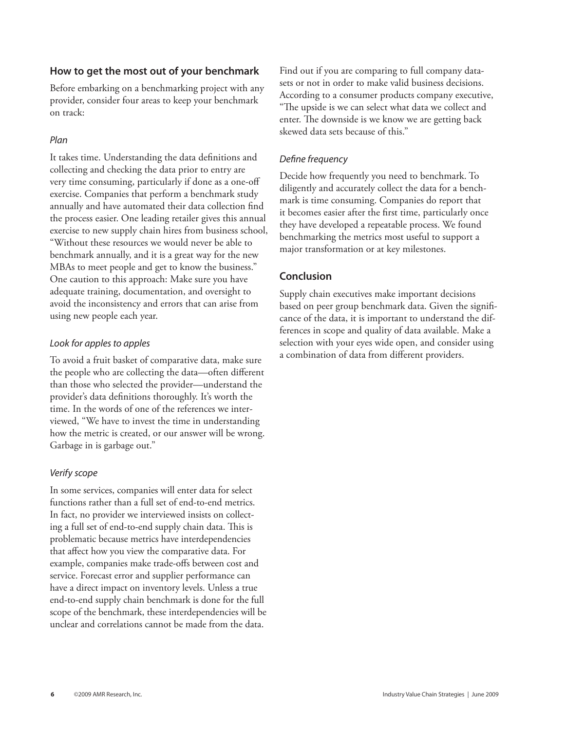## How to get the most out of your benchmark

Before embarking on a benchmarking project with any provider, consider four areas to keep your benchmark on track:

### *Plan*

It takes time. Understanding the data definitions and collecting and checking the data prior to entry are very time consuming, particularly if done as a one-off exercise. Companies that perform a benchmark study annually and have automated their data collection find the process easier. One leading retailer gives this annual exercise to new supply chain hires from business school, "Without these resources we would never be able to benchmark annually, and it is a great way for the new MBAs to meet people and get to know the business." One caution to this approach: Make sure you have adequate training, documentation, and oversight to avoid the inconsistency and errors that can arise from using new people each year.

### *Look for apples to apples*

To avoid a fruit basket of comparative data, make sure the people who are collecting the data—often different than those who selected the provider—understand the provider's data definitions thoroughly. It's worth the time. In the words of one of the references we interviewed, "We have to invest the time in understanding how the metric is created, or our answer will be wrong. Garbage in is garbage out."

### *Verify scope*

In some services, companies will enter data for select functions rather than a full set of end-to-end metrics. In fact, no provider we interviewed insists on collecting a full set of end-to-end supply chain data. This is problematic because metrics have interdependencies that affect how you view the comparative data. For example, companies make trade-offs between cost and service. Forecast error and supplier performance can have a direct impact on inventory levels. Unless a true end-to-end supply chain benchmark is done for the full scope of the benchmark, these interdependencies will be unclear and correlations cannot be made from the data. Find out if you are comparing to full company datasets or not in order to make valid business decisions. According to a consumer products company executive, "The upside is we can select what data we collect and enter. The downside is we know we are getting back skewed data sets because of this."

### *Define frequency*

Decide how frequently you need to benchmark. To diligently and accurately collect the data for a benchmark is time consuming. Companies do report that it becomes easier after the first time, particularly once they have developed a repeatable process. We found benchmarking the metrics most useful to support a major transformation or at key milestones.

## Conclusion

Supply chain executives make important decisions based on peer group benchmark data. Given the significance of the data, it is important to understand the differences in scope and quality of data available. Make a selection with your eyes wide open, and consider using a combination of data from different providers.